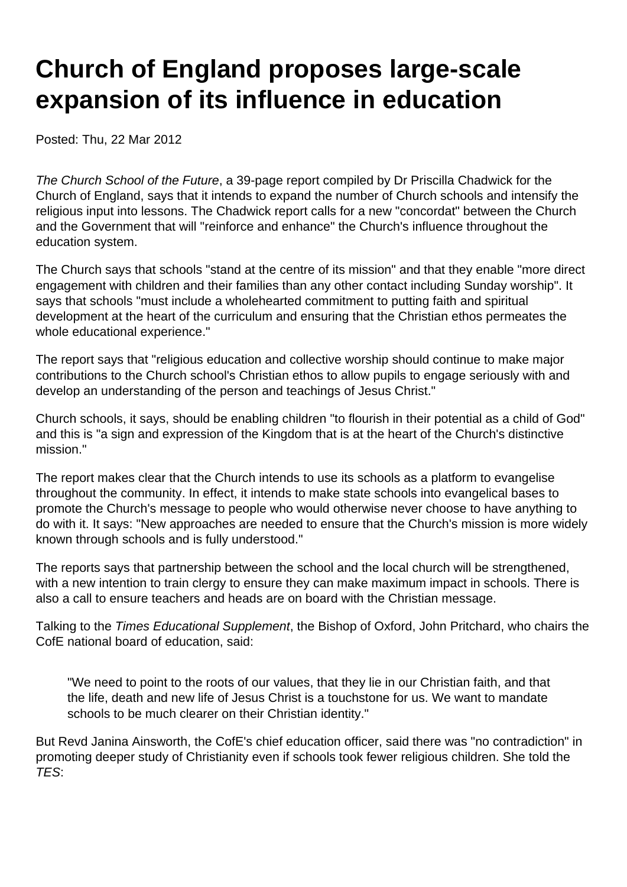# Church of England proposes large-scale expansion of its influence in education

Posted: Thu, 22 Mar 2012

*The Church School of the Future*, a 39-page report compiled by Dr Priscilla Chadwick for the Church of England, says that it intends to expand the number of Church schools and intensify the religious input into lessons. The Chadwick report calls for a new "concordat" between the Church and the Government that will "reinforce and enhance" the Church's influence throughout the education system.

The Church says that schools "stand at the centre of its mission" and that they enable "more direct engagement with children and their families than any other contact including Sunday worship". It says that schools "must include a wholehearted commitment to putting faith and spiritual development at the heart of the curriculum and ensuring that the Christian ethos permeates the whole educational experience."

The report says that "religious education and collective worship should continue to make major contributions to the Church school's Christian ethos to allow pupils to engage seriously with and develop an understanding of the person and teachings of Jesus Christ."

Church schools, it says, should be enabling children "to flourish in their potential as a child of God" and this is "a sign and expression of the Kingdom that is at the heart of the Church's distinctive mission."

The report makes clear that the Church intends to use its schools as a platform to evangelise throughout the community. In effect, it intends to make state schools into evangelical bases to promote the Church's message to people who would otherwise never choose to have anything to do with it. It says: "New approaches are needed to ensure that the Church's mission is more widely known through schools and is fully understood."

The reports says that partnership between the school and the local church will be strengthened, with a new intention to train clergy to ensure they can make maximum impact in schools. There is also a call to ensure teachers and heads are on board with the Christian message.

Talking to the *Times Educational Supplement*, the Bishop of Oxford, John Pritchard, who chairs the CofE national board of education, said:

> "We need to point to the roots of our values, that they lie in our Christian faith, and that the life, death and new life of Jesus Christ is a touchstone for us. We want to mandate schools to be much clearer on their Christian identity."

But Revd Janina Ainsworth, the CofE's chief education officer, said there was "no contradiction" in promoting deeper study of Christianity even if schools took fewer religious children. She told the *TES*: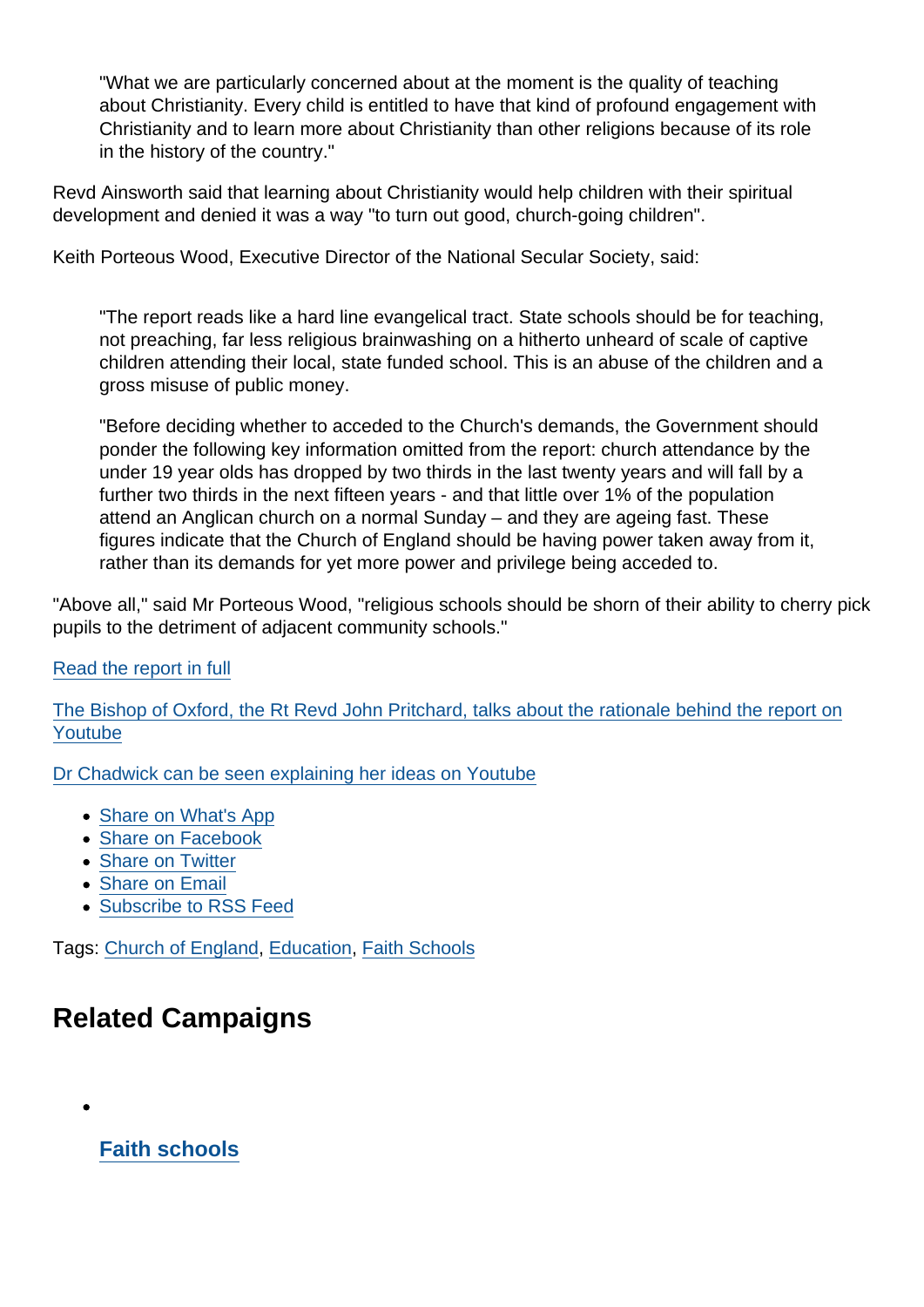> "What we are particularly concerned about at the moment is the quality of teaching about Christianity. Every child is entitled to have that kind of profound engagement with Christianity and to learn more about Christianity than other religions because of its role in the history of the country."

Revd Ainsworth said that learning about Christianity would help children with their spiritual development and denied it was a way "to turn out good, church-going children".

Keith Porteous Wood, Executive Director of the National Secular Society, said:

> "The report reads like a hard line evangelical tract. State schools should be for teaching, not preaching, far less religious brainwashing on a hitherto unheard of scale of captive children attending their local, state funded school. This is an abuse of the children and a gross misuse of public money.
>
> "Before deciding whether to acceded to the Church's demands, the Government should ponder the following key information omitted from the report: church attendance by the under 19 year olds has dropped by two thirds in the last twenty years and will fall by a further two thirds in the next fifteen years - and that little over 1% of the population attend an Anglican church on a normal Sunday – and they are ageing fast. These figures indicate that the Church of England should be having power taken away from it, rather than its demands for yet more power and privilege being acceded to.

"Above all," said Mr Porteous Wood, "religious schools should be shorn of their ability to cherry pick pupils to the detriment of adjacent community schools."

Read the report in full

The Bishop of Oxford, the Rt Revd John Pritchard, talks about the rationale behind the report on Youtube

Dr Chadwick can be seen explaining her ideas on Youtube

- Share on What's App
- Share on Facebook
- Share on Twitter
- Share on Email
- Subscribe to RSS Feed

Tags: Church of England, Education, Faith Schools

## Related Campaigns

- **Faith schools**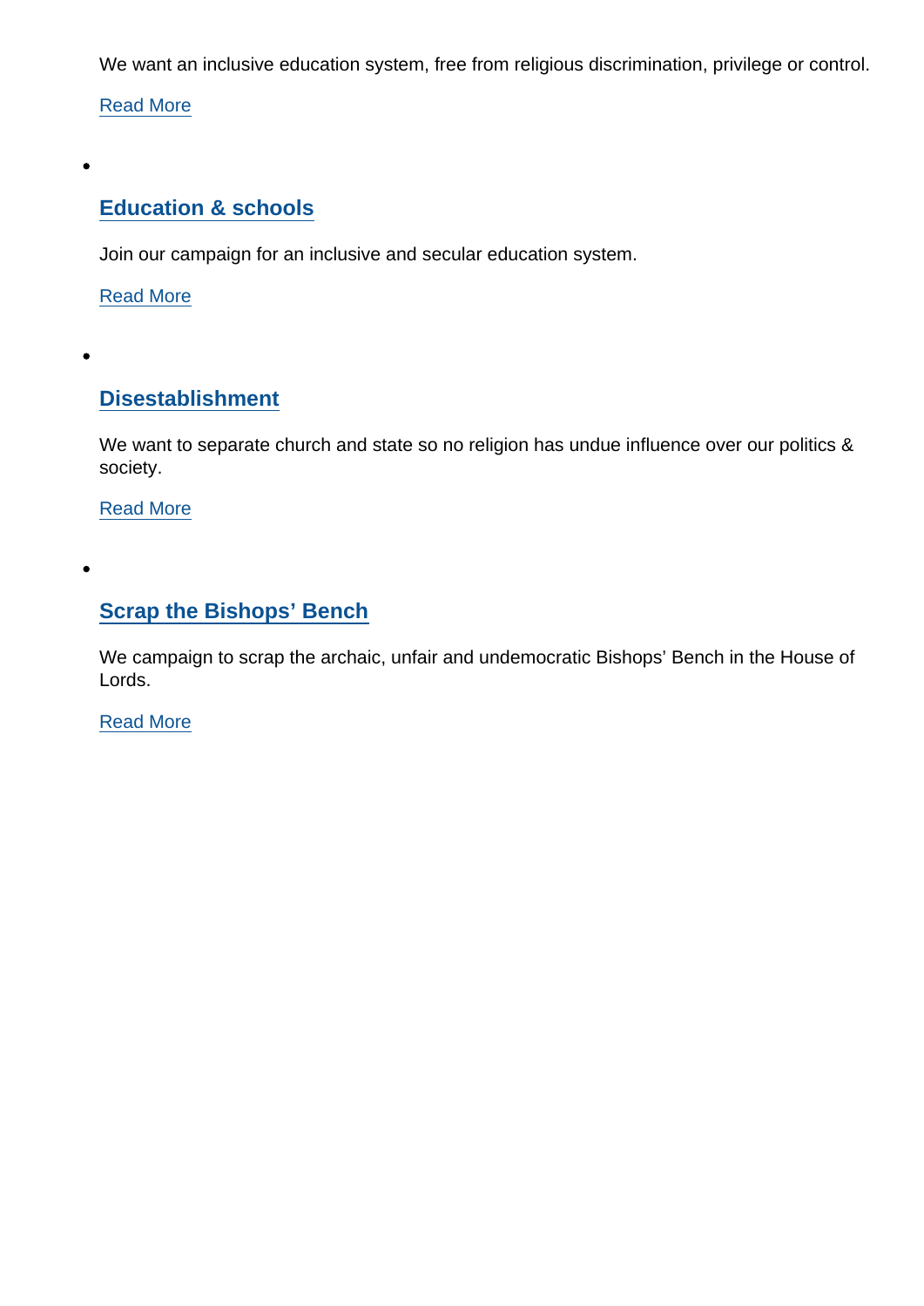We want an inclusive education system, free from religious discrimination, privilege or control.

Read More

- ### Education & schools

  Join our campaign for an inclusive and secular education system.

  Read More

- ### Disestablishment

  We want to separate church and state so no religion has undue influence over our politics & society.

  Read More

- ### Scrap the Bishops' Bench

  We campaign to scrap the archaic, unfair and undemocratic Bishops' Bench in the House of Lords.

  Read More